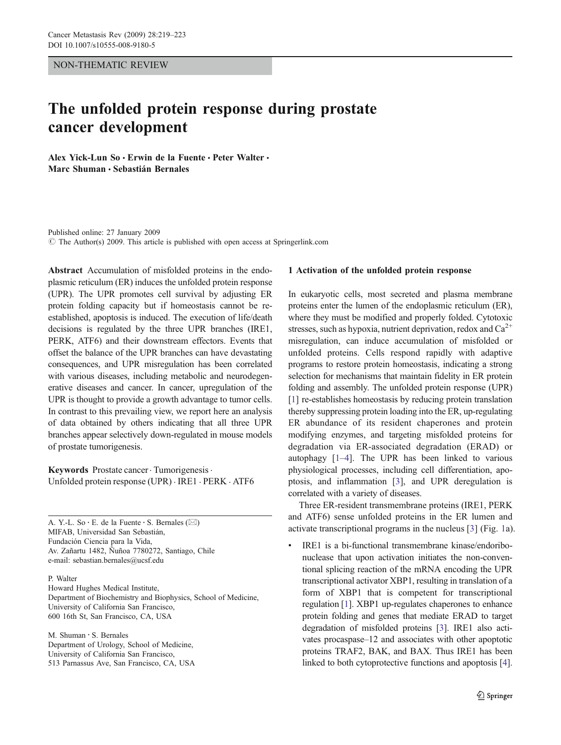NON-THEMATIC REVIEW

# The unfolded protein response during prostate cancer development

**Alex Yick-Lun So · Erwin de la Fuente · Peter Walter · Marc Shuman · Sebastián Bernales**

Published online: 27 January 2009
© The Author(s) 2009. This article is published with open access at Springerlink.com

**Abstract** Accumulation of misfolded proteins in the endoplasmic reticulum (ER) induces the unfolded protein response (UPR). The UPR promotes cell survival by adjusting ER protein folding capacity but if homeostasis cannot be re-established, apoptosis is induced. The execution of life/death decisions is regulated by the three UPR branches (IRE1, PERK, ATF6) and their downstream effectors. Events that offset the balance of the UPR branches can have devastating consequences, and UPR misregulation has been correlated with various diseases, including metabolic and neurodegenerative diseases and cancer. In cancer, upregulation of the UPR is thought to provide a growth advantage to tumor cells. In contrast to this prevailing view, we report here an analysis of data obtained by others indicating that all three UPR branches appear selectively down-regulated in mouse models of prostate tumorigenesis.

**Keywords** Prostate cancer · Tumorigenesis · Unfolded protein response (UPR) · IRE1 · PERK · ATF6

A. Y.-L. So · E. de la Fuente · S. Bernales (✉)
MIFAB, Universidad San Sebastián,
Fundación Ciencia para la Vida,
Av. Zañartu 1482, Ñuñoa 7780272, Santiago, Chile
e-mail: sebastian.bernales@ucsf.edu

P. Walter
Howard Hughes Medical Institute,
Department of Biochemistry and Biophysics, School of Medicine,
University of California San Francisco,
600 16th St, San Francisco, CA, USA

M. Shuman · S. Bernales
Department of Urology, School of Medicine,
University of California San Francisco,
513 Parnassus Ave, San Francisco, CA, USA

## 1 Activation of the unfolded protein response

In eukaryotic cells, most secreted and plasma membrane proteins enter the lumen of the endoplasmic reticulum (ER), where they must be modified and properly folded. Cytotoxic stresses, such as hypoxia, nutrient deprivation, redox and $Ca^{2+}$ misregulation, can induce accumulation of misfolded or unfolded proteins. Cells respond rapidly with adaptive programs to restore protein homeostasis, indicating a strong selection for mechanisms that maintain fidelity in ER protein folding and assembly. The unfolded protein response (UPR) [1] re-establishes homeostasis by reducing protein translation thereby suppressing protein loading into the ER, up-regulating ER abundance of its resident chaperones and protein modifying enzymes, and targeting misfolded proteins for degradation via ER-associated degradation (ERAD) or autophagy [1–4]. The UPR has been linked to various physiological processes, including cell differentiation, apoptosis, and inflammation [3], and UPR deregulation is correlated with a variety of diseases.

Three ER-resident transmembrane proteins (IRE1, PERK and ATF6) sense unfolded proteins in the ER lumen and activate transcriptional programs in the nucleus [3] (Fig. 1a).

- IRE1 is a bi-functional transmembrane kinase/endoribonuclease that upon activation initiates the non-conventional splicing reaction of the mRNA encoding the UPR transcriptional activator XBP1, resulting in translation of a form of XBP1 that is competent for transcriptional regulation [1]. XBP1 up-regulates chaperones to enhance protein folding and genes that mediate ERAD to target degradation of misfolded proteins [3]. IRE1 also activates procaspase–12 and associates with other apoptotic proteins TRAF2, BAK, and BAX. Thus IRE1 has been linked to both cytoprotective functions and apoptosis [4].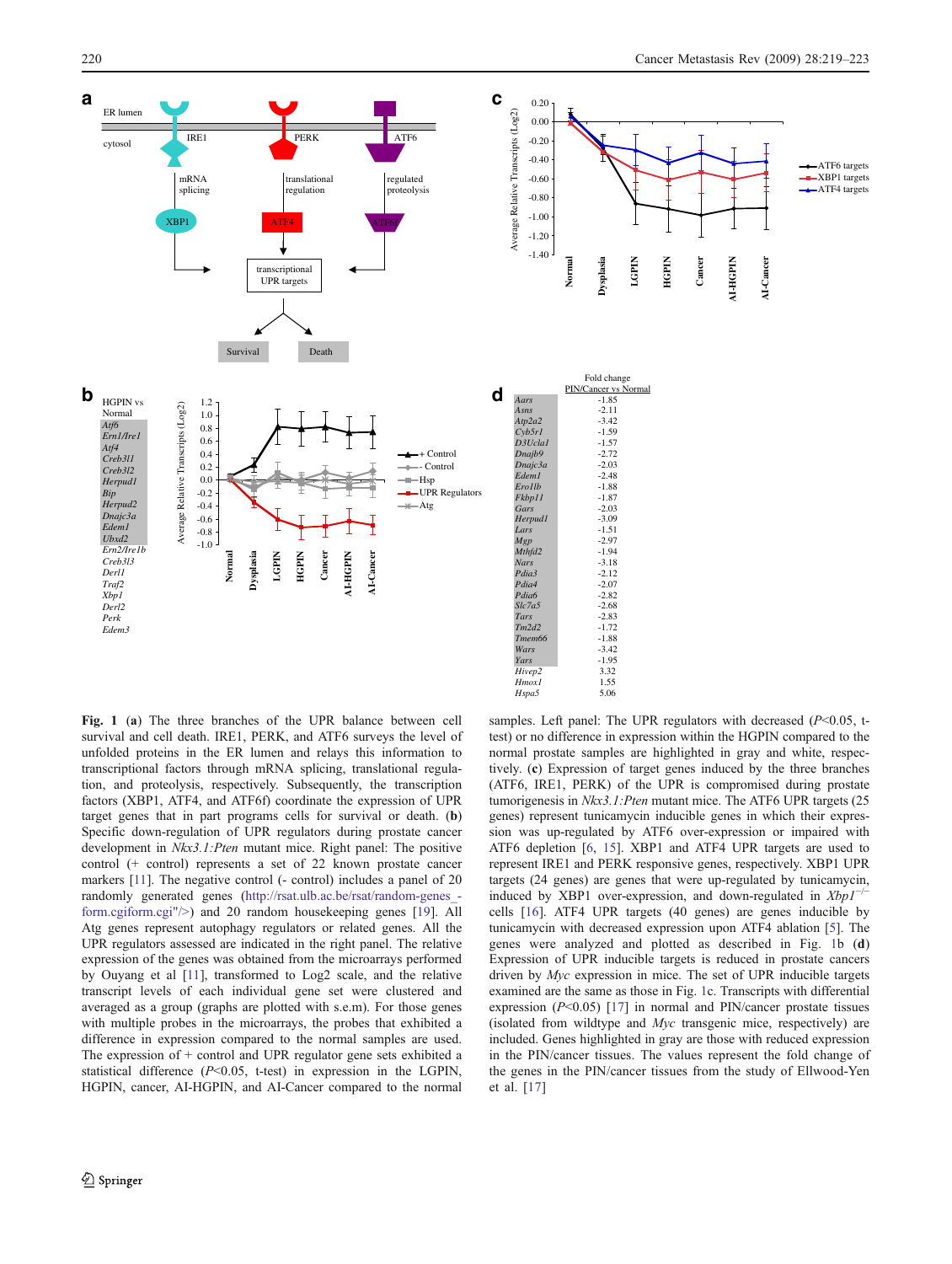**Fig. 1** (**a**) The three branches of the UPR balance between cell survival and cell death. IRE1, PERK, and ATF6 surveys the level of unfolded proteins in the ER lumen and relays this information to transcriptional factors through mRNA splicing, translational regulation, and proteolysis, respectively. Subsequently, the transcription factors (XBP1, ATF4, and ATF6f) coordinate the expression of UPR target genes that in part programs cells for survival or death. (**b**) Specific down-regulation of UPR regulators during prostate cancer development in *Nkx3.1:Pten* mutant mice. Right panel: The positive control (+ control) represents a set of 22 known prostate cancer markers [11]. The negative control (- control) includes a panel of 20 randomly generated genes (http://rsat.ulb.ac.be/rsat/random-genes_-form.cgiform.cgi"/>) and 20 random housekeeping genes [19]. All Atg genes represent autophagy regulators or related genes. All the UPR regulators assessed are indicated in the right panel. The relative expression of the genes was obtained from the microarrays performed by Ouyang et al [11], transformed to Log2 scale, and the relative transcript levels of each individual gene set were clustered and averaged as a group (graphs are plotted with s.e.m). For those genes with multiple probes in the microarrays, the probes that exhibited a difference in expression compared to the normal samples are used. The expression of + control and UPR regulator gene sets exhibited a statistical difference ($P<0.05$, t-test) in expression in the LGPIN, HGPIN, cancer, AI-HGPIN, and AI-Cancer compared to the normal samples. Left panel: The UPR regulators with decreased ($P<0.05$, t-test) or no difference in expression within the HGPIN compared to the normal prostate samples are highlighted in gray and white, respectively. (**c**) Expression of target genes induced by the three branches (ATF6, IRE1, PERK) of the UPR is compromised during prostate tumorigenesis in *Nkx3.1:Pten* mutant mice. The ATF6 UPR targets (25 genes) represent tunicamycin inducible genes in which their expression was up-regulated by ATF6 over-expression or impaired with ATF6 depletion [6, 15]. XBP1 and ATF4 UPR targets are used to represent IRE1 and PERK responsive genes, respectively. XBP1 UPR targets (24 genes) are genes that were up-regulated by tunicamycin, induced by XBP1 over-expression, and down-regulated in *Xbp1*$^{-/-}$ cells [16]. ATF4 UPR targets (40 genes) are genes inducible by tunicamycin with decreased expression upon ATF4 ablation [5]. The genes were analyzed and plotted as described in Fig. 1b (**d**) Expression of UPR inducible targets is reduced in prostate cancers driven by *Myc* expression in mice. The set of UPR inducible targets examined are the same as those in Fig. 1c. Transcripts with differential expression ($P<0.05$) [17] in normal and PIN/cancer prostate tissues (isolated from wildtype and *Myc* transgenic mice, respectively) are included. Genes highlighted in gray are those with reduced expression in the PIN/cancer tissues. The values represent the fold change of the genes in the PIN/cancer tissues from the study of Ellwood-Yen et al. [17]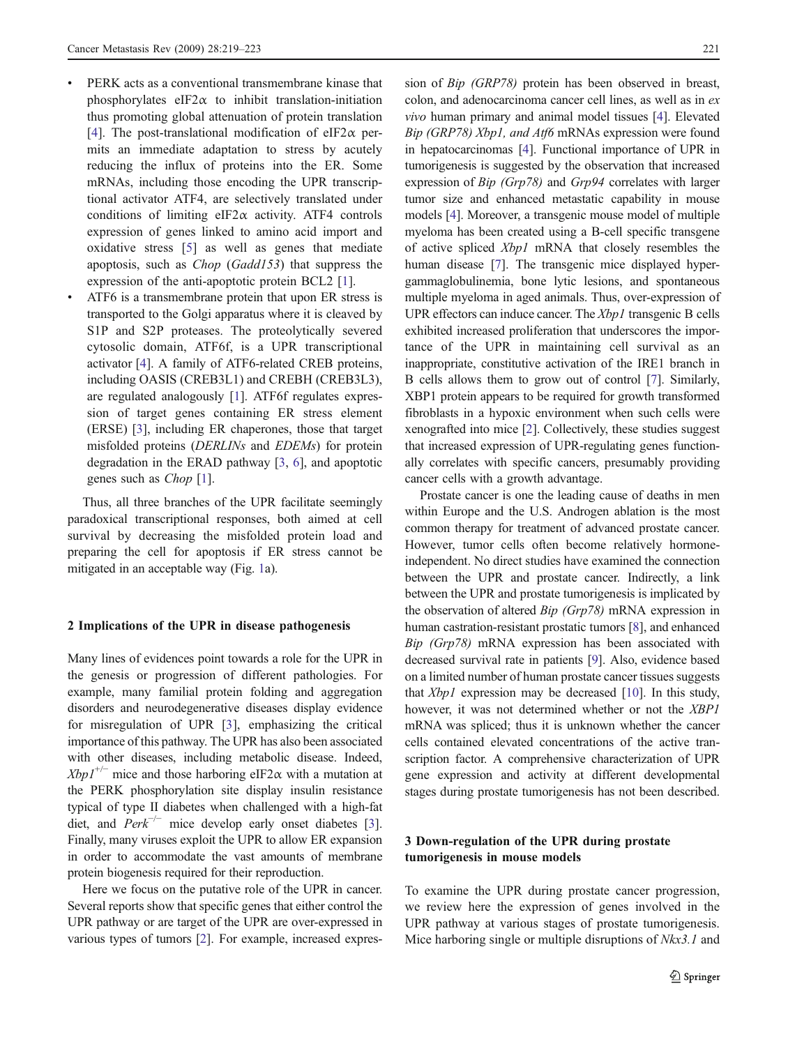- PERK acts as a conventional transmembrane kinase that phosphorylates eIF2α to inhibit translation-initiation thus promoting global attenuation of protein translation [4]. The post-translational modification of eIF2α permits an immediate adaptation to stress by acutely reducing the influx of proteins into the ER. Some mRNAs, including those encoding the UPR transcriptional activator ATF4, are selectively translated under conditions of limiting eIF2α activity. ATF4 controls expression of genes linked to amino acid import and oxidative stress [5] as well as genes that mediate apoptosis, such as *Chop* (*Gadd153*) that suppress the expression of the anti-apoptotic protein BCL2 [1].
- ATF6 is a transmembrane protein that upon ER stress is transported to the Golgi apparatus where it is cleaved by S1P and S2P proteases. The proteolytically severed cytosolic domain, ATF6f, is a UPR transcriptional activator [4]. A family of ATF6-related CREB proteins, including OASIS (CREB3L1) and CREBH (CREB3L3), are regulated analogously [1]. ATF6f regulates expression of target genes containing ER stress element (ERSE) [3], including ER chaperones, those that target misfolded proteins (*DERLINs* and *EDEMs*) for protein degradation in the ERAD pathway [3, 6], and apoptotic genes such as *Chop* [1].

Thus, all three branches of the UPR facilitate seemingly paradoxical transcriptional responses, both aimed at cell survival by decreasing the misfolded protein load and preparing the cell for apoptosis if ER stress cannot be mitigated in an acceptable way (Fig. 1a).

## 2 Implications of the UPR in disease pathogenesis

Many lines of evidences point towards a role for the UPR in the genesis or progression of different pathologies. For example, many familial protein folding and aggregation disorders and neurodegenerative diseases display evidence for misregulation of UPR [3], emphasizing the critical importance of this pathway. The UPR has also been associated with other diseases, including metabolic disease. Indeed, *Xbp1*$^{+/-}$ mice and those harboring eIF2α with a mutation at the PERK phosphorylation site display insulin resistance typical of type II diabetes when challenged with a high-fat diet, and *Perk*$^{-/-}$ mice develop early onset diabetes [3]. Finally, many viruses exploit the UPR to allow ER expansion in order to accommodate the vast amounts of membrane protein biogenesis required for their reproduction.

Here we focus on the putative role of the UPR in cancer. Several reports show that specific genes that either control the UPR pathway or are target of the UPR are over-expressed in various types of tumors [2]. For example, increased expression of *Bip (GRP78)* protein has been observed in breast, colon, and adenocarcinoma cancer cell lines, as well as in *ex vivo* human primary and animal model tissues [4]. Elevated *Bip (GRP78) Xbp1, and Atf6* mRNAs expression were found in hepatocarcinomas [4]. Functional importance of UPR in tumorigenesis is suggested by the observation that increased expression of *Bip (Grp78)* and *Grp94* correlates with larger tumor size and enhanced metastatic capability in mouse models [4]. Moreover, a transgenic mouse model of multiple myeloma has been created using a B-cell specific transgene of active spliced *Xbp1* mRNA that closely resembles the human disease [7]. The transgenic mice displayed hypergammaglobulinemia, bone lytic lesions, and spontaneous multiple myeloma in aged animals. Thus, over-expression of UPR effectors can induce cancer. The *Xbp1* transgenic B cells exhibited increased proliferation that underscores the importance of the UPR in maintaining cell survival as an inappropriate, constitutive activation of the IRE1 branch in B cells allows them to grow out of control [7]. Similarly, XBP1 protein appears to be required for growth transformed fibroblasts in a hypoxic environment when such cells were xenografted into mice [2]. Collectively, these studies suggest that increased expression of UPR-regulating genes functionally correlates with specific cancers, presumably providing cancer cells with a growth advantage.

Prostate cancer is one the leading cause of deaths in men within Europe and the U.S. Androgen ablation is the most common therapy for treatment of advanced prostate cancer. However, tumor cells often become relatively hormone-independent. No direct studies have examined the connection between the UPR and prostate cancer. Indirectly, a link between the UPR and prostate tumorigenesis is implicated by the observation of altered *Bip (Grp78)* mRNA expression in human castration-resistant prostatic tumors [8], and enhanced *Bip (Grp78)* mRNA expression has been associated with decreased survival rate in patients [9]. Also, evidence based on a limited number of human prostate cancer tissues suggests that *Xbp1* expression may be decreased [10]. In this study, however, it was not determined whether or not the *XBP1* mRNA was spliced; thus it is unknown whether the cancer cells contained elevated concentrations of the active transcription factor. A comprehensive characterization of UPR gene expression and activity at different developmental stages during prostate tumorigenesis has not been described.

## 3 Down-regulation of the UPR during prostate tumorigenesis in mouse models

To examine the UPR during prostate cancer progression, we review here the expression of genes involved in the UPR pathway at various stages of prostate tumorigenesis. Mice harboring single or multiple disruptions of *Nkx3.1* and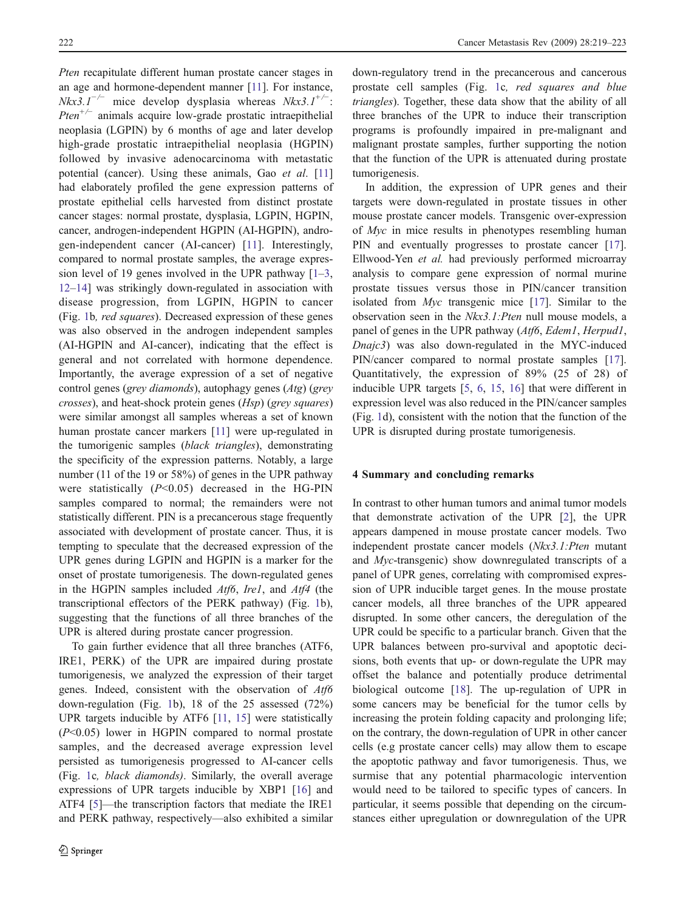*Pten* recapitulate different human prostate cancer stages in an age and hormone-dependent manner [11]. For instance, *Nkx3.1*$^{-/-}$ mice develop dysplasia whereas *Nkx3.1*$^{+/-}$: *Pten*$^{+/-}$ animals acquire low-grade prostatic intraepithelial neoplasia (LGPIN) by 6 months of age and later develop high-grade prostatic intraepithelial neoplasia (HGPIN) followed by invasive adenocarcinoma with metastatic potential (cancer). Using these animals, Gao *et al.* [11] had elaborately profiled the gene expression patterns of prostate epithelial cells harvested from distinct prostate cancer stages: normal prostate, dysplasia, LGPIN, HGPIN, cancer, androgen-independent HGPIN (AI-HGPIN), androgen-independent cancer (AI-cancer) [11]. Interestingly, compared to normal prostate samples, the average expression level of 19 genes involved in the UPR pathway [1–3, 12–14] was strikingly down-regulated in association with disease progression, from LGPIN, HGPIN to cancer (Fig. 1b, *red squares*). Decreased expression of these genes was also observed in the androgen independent samples (AI-HGPIN and AI-cancer), indicating that the effect is general and not correlated with hormone dependence. Importantly, the average expression of a set of negative control genes (*grey diamonds*), autophagy genes (*Atg*) (*grey crosses*), and heat-shock protein genes (*Hsp*) (*grey squares*) were similar amongst all samples whereas a set of known human prostate cancer markers [11] were up-regulated in the tumorigenic samples (*black triangles*), demonstrating the specificity of the expression patterns. Notably, a large number (11 of the 19 or 58%) of genes in the UPR pathway were statistically ($P<0.05$) decreased in the HG-PIN samples compared to normal; the remainders were not statistically different. PIN is a precancerous stage frequently associated with development of prostate cancer. Thus, it is tempting to speculate that the decreased expression of the UPR genes during LGPIN and HGPIN is a marker for the onset of prostate tumorigenesis. The down-regulated genes in the HGPIN samples included *Atf6*, *Ire1*, and *Atf4* (the transcriptional effectors of the PERK pathway) (Fig. 1b), suggesting that the functions of all three branches of the UPR is altered during prostate cancer progression.

To gain further evidence that all three branches (ATF6, IRE1, PERK) of the UPR are impaired during prostate tumorigenesis, we analyzed the expression of their target genes. Indeed, consistent with the observation of *Atf6* down-regulation (Fig. 1b), 18 of the 25 assessed (72%) UPR targets inducible by ATF6 [11, 15] were statistically ($P<0.05$) lower in HGPIN compared to normal prostate samples, and the decreased average expression level persisted as tumorigenesis progressed to AI-cancer cells (Fig. 1c, *black diamonds)*. Similarly, the overall average expressions of UPR targets inducible by XBP1 [16] and ATF4 [5]—the transcription factors that mediate the IRE1 and PERK pathway, respectively—also exhibited a similar down-regulatory trend in the precancerous and cancerous prostate cell samples (Fig. 1c, *red squares and blue triangles*). Together, these data show that the ability of all three branches of the UPR to induce their transcription programs is profoundly impaired in pre-malignant and malignant prostate samples, further supporting the notion that the function of the UPR is attenuated during prostate tumorigenesis.

In addition, the expression of UPR genes and their targets were down-regulated in prostate tissues in other mouse prostate cancer models. Transgenic over-expression of *Myc* in mice results in phenotypes resembling human PIN and eventually progresses to prostate cancer [17]. Ellwood-Yen *et al.* had previously performed microarray analysis to compare gene expression of normal murine prostate tissues versus those in PIN/cancer transition isolated from *Myc* transgenic mice [17]. Similar to the observation seen in the *Nkx3.1:Pten* null mouse models, a panel of genes in the UPR pathway (*Atf6*, *Edem1*, *Herpud1*, *Dnajc3*) was also down-regulated in the MYC-induced PIN/cancer compared to normal prostate samples [17]. Quantitatively, the expression of 89% (25 of 28) of inducible UPR targets [5, 6, 15, 16] that were different in expression level was also reduced in the PIN/cancer samples (Fig. 1d), consistent with the notion that the function of the UPR is disrupted during prostate tumorigenesis.

## 4 Summary and concluding remarks

In contrast to other human tumors and animal tumor models that demonstrate activation of the UPR [2], the UPR appears dampened in mouse prostate cancer models. Two independent prostate cancer models (*Nkx3.1:Pten* mutant and *Myc*-transgenic) show downregulated transcripts of a panel of UPR genes, correlating with compromised expression of UPR inducible target genes. In the mouse prostate cancer models, all three branches of the UPR appeared disrupted. In some other cancers, the deregulation of the UPR could be specific to a particular branch. Given that the UPR balances between pro-survival and apoptotic decisions, both events that up- or down-regulate the UPR may offset the balance and potentially produce detrimental biological outcome [18]. The up-regulation of UPR in some cancers may be beneficial for the tumor cells by increasing the protein folding capacity and prolonging life; on the contrary, the down-regulation of UPR in other cancer cells (e.g prostate cancer cells) may allow them to escape the apoptotic pathway and favor tumorigenesis. Thus, we surmise that any potential pharmacologic intervention would need to be tailored to specific types of cancers. In particular, it seems possible that depending on the circumstances either upregulation or downregulation of the UPR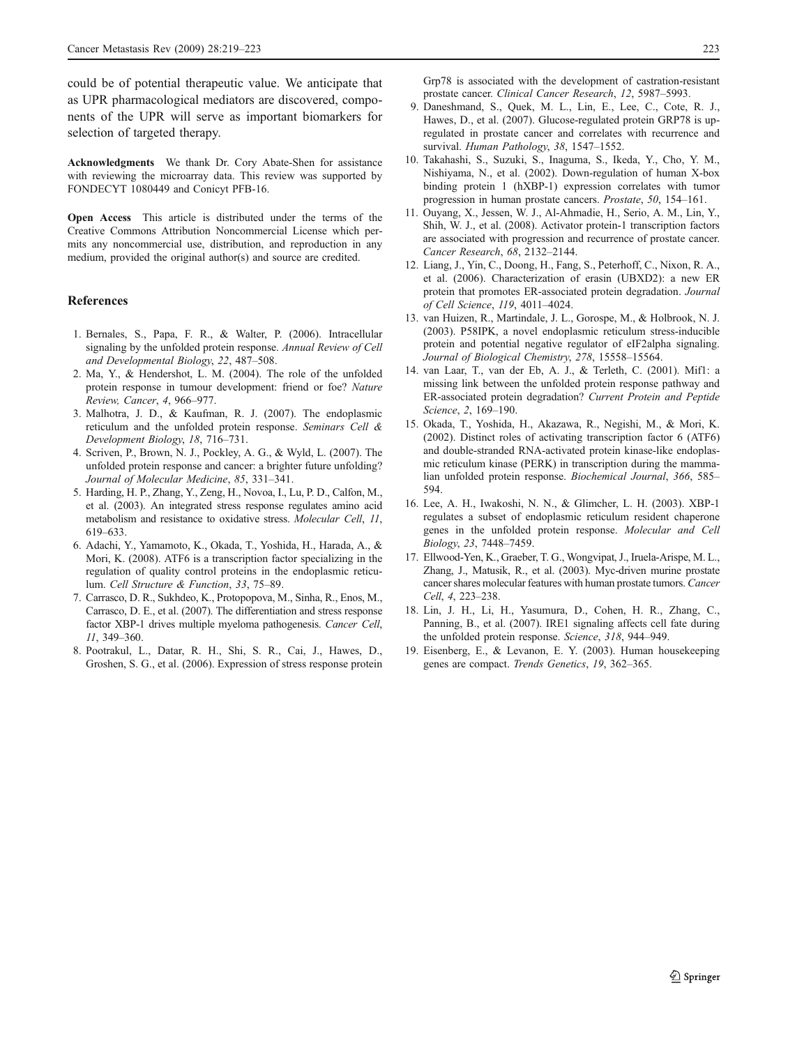could be of potential therapeutic value. We anticipate that as UPR pharmacological mediators are discovered, components of the UPR will serve as important biomarkers for selection of targeted therapy.

**Acknowledgments** We thank Dr. Cory Abate-Shen for assistance with reviewing the microarray data. This review was supported by FONDECYT 1080449 and Conicyt PFB-16.

**Open Access** This article is distributed under the terms of the Creative Commons Attribution Noncommercial License which permits any noncommercial use, distribution, and reproduction in any medium, provided the original author(s) and source are credited.

## References

1. Bernales, S., Papa, F. R., & Walter, P. (2006). Intracellular signaling by the unfolded protein response. *Annual Review of Cell and Developmental Biology*, *22*, 487–508.
2. Ma, Y., & Hendershot, L. M. (2004). The role of the unfolded protein response in tumour development: friend or foe? *Nature Review, Cancer*, *4*, 966–977.
3. Malhotra, J. D., & Kaufman, R. J. (2007). The endoplasmic reticulum and the unfolded protein response. *Seminars Cell & Development Biology*, *18*, 716–731.
4. Scriven, P., Brown, N. J., Pockley, A. G., & Wyld, L. (2007). The unfolded protein response and cancer: a brighter future unfolding? *Journal of Molecular Medicine*, *85*, 331–341.
5. Harding, H. P., Zhang, Y., Zeng, H., Novoa, I., Lu, P. D., Calfon, M., et al. (2003). An integrated stress response regulates amino acid metabolism and resistance to oxidative stress. *Molecular Cell*, *11*, 619–633.
6. Adachi, Y., Yamamoto, K., Okada, T., Yoshida, H., Harada, A., & Mori, K. (2008). ATF6 is a transcription factor specializing in the regulation of quality control proteins in the endoplasmic reticulum. *Cell Structure & Function*, *33*, 75–89.
7. Carrasco, D. R., Sukhdeo, K., Protopopova, M., Sinha, R., Enos, M., Carrasco, D. E., et al. (2007). The differentiation and stress response factor XBP-1 drives multiple myeloma pathogenesis. *Cancer Cell*, *11*, 349–360.
8. Pootrakul, L., Datar, R. H., Shi, S. R., Cai, J., Hawes, D., Groshen, S. G., et al. (2006). Expression of stress response protein Grp78 is associated with the development of castration-resistant prostate cancer. *Clinical Cancer Research*, *12*, 5987–5993.
9. Daneshmand, S., Quek, M. L., Lin, E., Lee, C., Cote, R. J., Hawes, D., et al. (2007). Glucose-regulated protein GRP78 is up-regulated in prostate cancer and correlates with recurrence and survival. *Human Pathology*, *38*, 1547–1552.
10. Takahashi, S., Suzuki, S., Inaguma, S., Ikeda, Y., Cho, Y. M., Nishiyama, N., et al. (2002). Down-regulation of human X-box binding protein 1 (hXBP-1) expression correlates with tumor progression in human prostate cancers. *Prostate*, *50*, 154–161.
11. Ouyang, X., Jessen, W. J., Al-Ahmadie, H., Serio, A. M., Lin, Y., Shih, W. J., et al. (2008). Activator protein-1 transcription factors are associated with progression and recurrence of prostate cancer. *Cancer Research*, *68*, 2132–2144.
12. Liang, J., Yin, C., Doong, H., Fang, S., Peterhoff, C., Nixon, R. A., et al. (2006). Characterization of erasin (UBXD2): a new ER protein that promotes ER-associated protein degradation. *Journal of Cell Science*, *119*, 4011–4024.
13. van Huizen, R., Martindale, J. L., Gorospe, M., & Holbrook, N. J. (2003). P58IPK, a novel endoplasmic reticulum stress-inducible protein and potential negative regulator of eIF2alpha signaling. *Journal of Biological Chemistry*, *278*, 15558–15564.
14. van Laar, T., van der Eb, A. J., & Terleth, C. (2001). Mif1: a missing link between the unfolded protein response pathway and ER-associated protein degradation? *Current Protein and Peptide Science*, *2*, 169–190.
15. Okada, T., Yoshida, H., Akazawa, R., Negishi, M., & Mori, K. (2002). Distinct roles of activating transcription factor 6 (ATF6) and double-stranded RNA-activated protein kinase-like endoplasmic reticulum kinase (PERK) in transcription during the mammalian unfolded protein response. *Biochemical Journal*, *366*, 585–594.
16. Lee, A. H., Iwakoshi, N. N., & Glimcher, L. H. (2003). XBP-1 regulates a subset of endoplasmic reticulum resident chaperone genes in the unfolded protein response. *Molecular and Cell Biology*, *23*, 7448–7459.
17. Ellwood-Yen, K., Graeber, T. G., Wongvipat, J., Iruela-Arispe, M. L., Zhang, J., Matusik, R., et al. (2003). Myc-driven murine prostate cancer shares molecular features with human prostate tumors. *Cancer Cell*, *4*, 223–238.
18. Lin, J. H., Li, H., Yasumura, D., Cohen, H. R., Zhang, C., Panning, B., et al. (2007). IRE1 signaling affects cell fate during the unfolded protein response. *Science*, *318*, 944–949.
19. Eisenberg, E., & Levanon, E. Y. (2003). Human housekeeping genes are compact. *Trends Genetics*, *19*, 362–365.